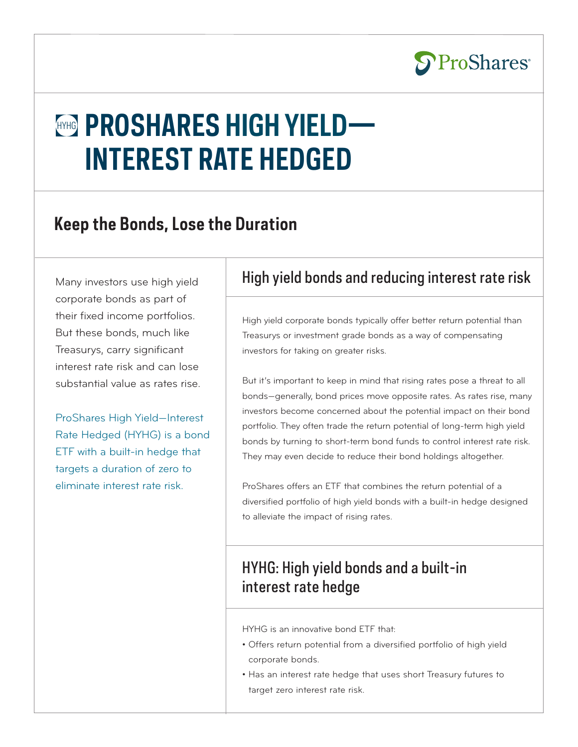ProShares

# HYHG PROSHARES HIGH YIELD—INTEREST RATE HEDGED

## Keep the Bonds, Lose the Duration

Many investors use high yield corporate bonds as part of their fixed income portfolios. But these bonds, much like Treasurys, carry significant interest rate risk and can lose substantial value as rates rise.

ProShares High Yield—Interest Rate Hedged (HYHG) is a bond ETF with a built-in hedge that targets a duration of zero to eliminate interest rate risk.

### High yield bonds and reducing interest rate risk

High yield corporate bonds typically offer better return potential than Treasurys or investment grade bonds as a way of compensating investors for taking on greater risks.

But it's important to keep in mind that rising rates pose a threat to all bonds—generally, bond prices move opposite rates. As rates rise, many investors become concerned about the potential impact on their bond portfolio. They often trade the return potential of long-term high yield bonds by turning to short-term bond funds to control interest rate risk. They may even decide to reduce their bond holdings altogether.

ProShares offers an ETF that combines the return potential of a diversified portfolio of high yield bonds with a built-in hedge designed to alleviate the impact of rising rates.

### HYHG: High yield bonds and a built-in interest rate hedge

HYHG is an innovative bond ETF that:

- Offers return potential from a diversified portfolio of high yield corporate bonds.
- Has an interest rate hedge that uses short Treasury futures to target zero interest rate risk.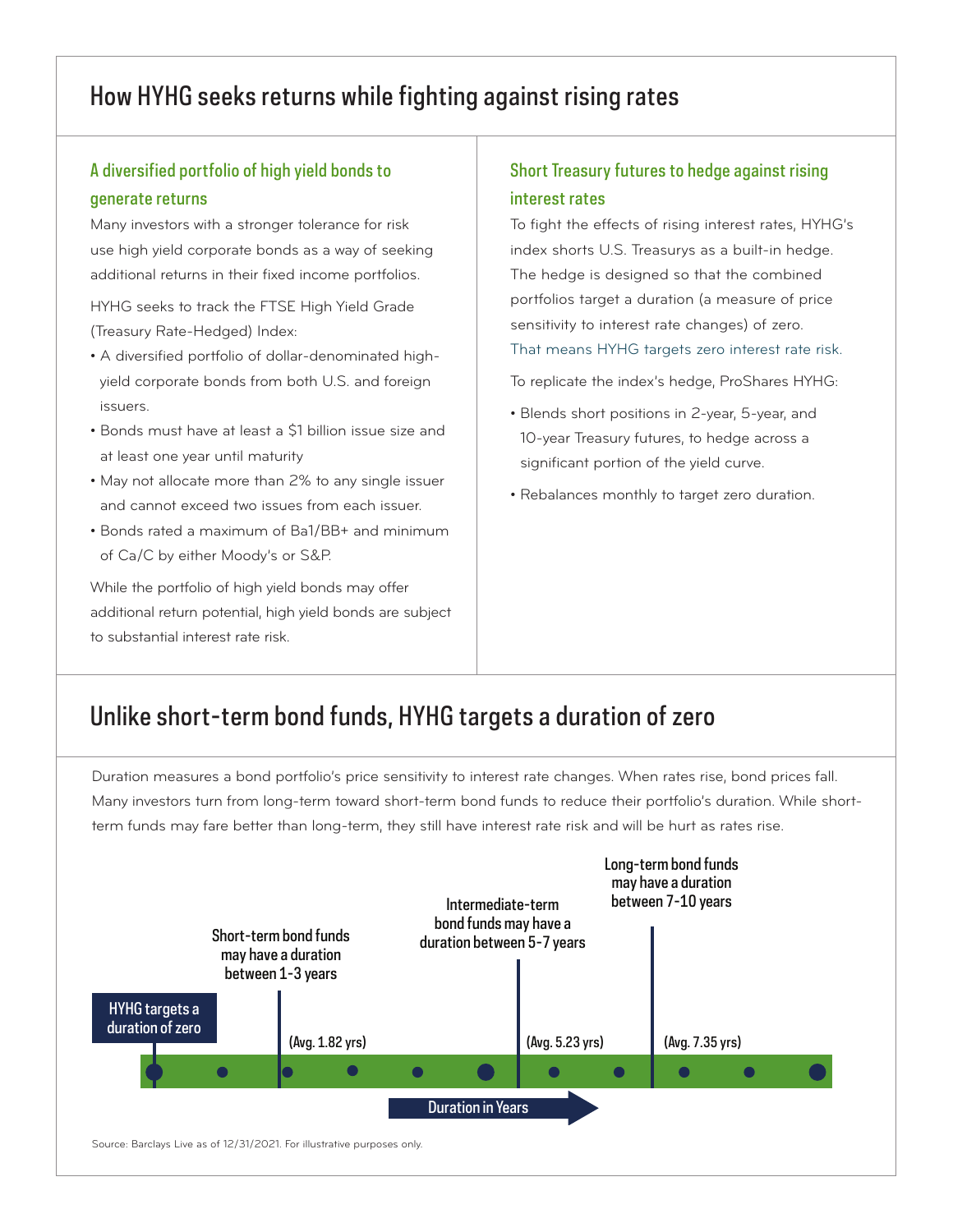## How HYHG seeks returns while fighting against rising rates

### A diversified portfolio of high yield bonds to generate returns

Many investors with a stronger tolerance for risk use high yield corporate bonds as a way of seeking additional returns in their fixed income portfolios.

HYHG seeks to track the FTSE High Yield Grade (Treasury Rate-Hedged) Index:

- A diversified portfolio of dollar-denominated high-yield corporate bonds from both U.S. and foreign issuers.
- Bonds must have at least a $1 billion issue size and at least one year until maturity
- May not allocate more than 2% to any single issuer and cannot exceed two issues from each issuer.
- Bonds rated a maximum of Ba1/BB+ and minimum of Ca/C by either Moody's or S&P.

While the portfolio of high yield bonds may offer additional return potential, high yield bonds are subject to substantial interest rate risk.

### Short Treasury futures to hedge against rising interest rates

To fight the effects of rising interest rates, HYHG's index shorts U.S. Treasurys as a built-in hedge. The hedge is designed so that the combined portfolios target a duration (a measure of price sensitivity to interest rate changes) of zero. That means HYHG targets zero interest rate risk.

To replicate the index's hedge, ProShares HYHG:

- Blends short positions in 2-year, 5-year, and 10-year Treasury futures, to hedge across a significant portion of the yield curve.
- Rebalances monthly to target zero duration.

## Unlike short-term bond funds, HYHG targets a duration of zero

Duration measures a bond portfolio's price sensitivity to interest rate changes. When rates rise, bond prices fall. Many investors turn from long-term toward short-term bond funds to reduce their portfolio's duration. While short-term funds may fare better than long-term, they still have interest rate risk and will be hurt as rates rise.

HYHG targets a duration of zero

Short-term bond funds may have a duration between 1-3 years (Avg. 1.82 yrs)

Intermediate-term bond funds may have a duration between 5-7 years (Avg. 5.23 yrs)

Long-term bond funds may have a duration between 7-10 years (Avg. 7.35 yrs)

Duration in Years

Source: Barclays Live as of 12/31/2021. For illustrative purposes only.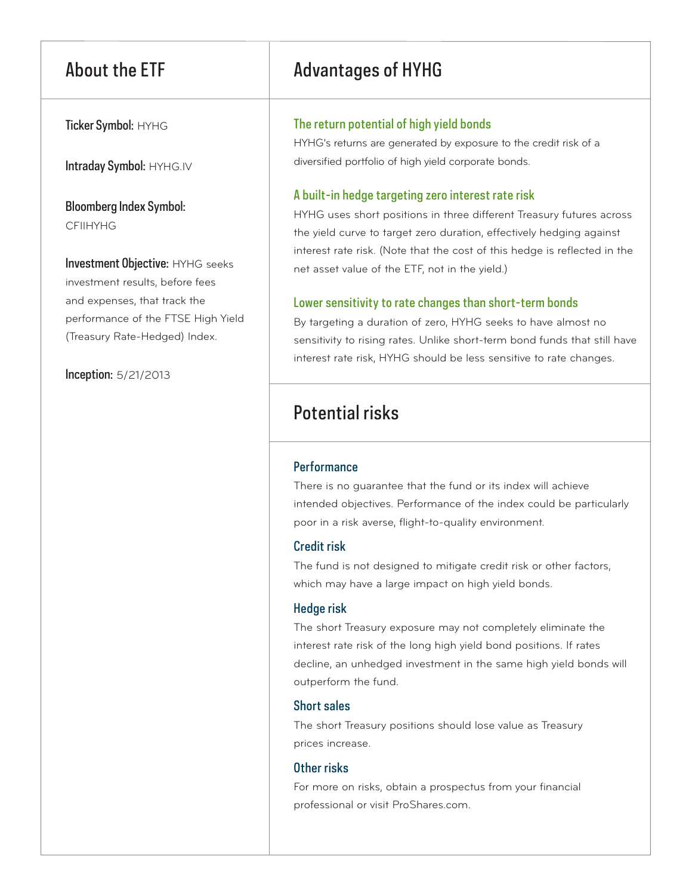## About the ETF

**Ticker Symbol:** HYHG

**Intraday Symbol:** HYHG.IV

**Bloomberg Index Symbol:** CFIIHYHG

**Investment Objective:** HYHG seeks investment results, before fees and expenses, that track the performance of the FTSE High Yield (Treasury Rate-Hedged) Index.

**Inception:** 5/21/2013

## Advantages of HYHG

### The return potential of high yield bonds

HYHG's returns are generated by exposure to the credit risk of a diversified portfolio of high yield corporate bonds.

### A built-in hedge targeting zero interest rate risk

HYHG uses short positions in three different Treasury futures across the yield curve to target zero duration, effectively hedging against interest rate risk. (Note that the cost of this hedge is reflected in the net asset value of the ETF, not in the yield.)

### Lower sensitivity to rate changes than short-term bonds

By targeting a duration of zero, HYHG seeks to have almost no sensitivity to rising rates. Unlike short-term bond funds that still have interest rate risk, HYHG should be less sensitive to rate changes.

## Potential risks

### Performance

There is no guarantee that the fund or its index will achieve intended objectives. Performance of the index could be particularly poor in a risk averse, flight-to-quality environment.

### Credit risk

The fund is not designed to mitigate credit risk or other factors, which may have a large impact on high yield bonds.

### Hedge risk

The short Treasury exposure may not completely eliminate the interest rate risk of the long high yield bond positions. If rates decline, an unhedged investment in the same high yield bonds will outperform the fund.

### Short sales

The short Treasury positions should lose value as Treasury prices increase.

### Other risks

For more on risks, obtain a prospectus from your financial professional or visit ProShares.com.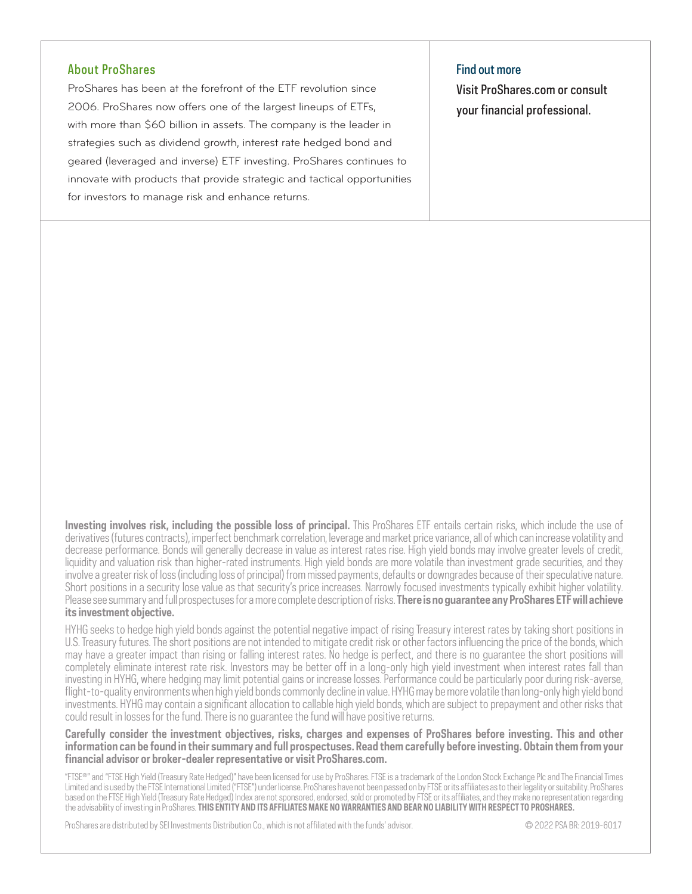## About ProShares

ProShares has been at the forefront of the ETF revolution since 2006. ProShares now offers one of the largest lineups of ETFs, with more than $60 billion in assets. The company is the leader in strategies such as dividend growth, interest rate hedged bond and geared (leveraged and inverse) ETF investing. ProShares continues to innovate with products that provide strategic and tactical opportunities for investors to manage risk and enhance returns.

## Find out more

Visit ProShares.com or consult your financial professional.

**Investing involves risk, including the possible loss of principal.** This ProShares ETF entails certain risks, which include the use of derivatives (futures contracts), imperfect benchmark correlation, leverage and market price variance, all of which can increase volatility and decrease performance. Bonds will generally decrease in value as interest rates rise. High yield bonds may involve greater levels of credit, liquidity and valuation risk than higher-rated instruments. High yield bonds are more volatile than investment grade securities, and they involve a greater risk of loss (including loss of principal) from missed payments, defaults or downgrades because of their speculative nature. Short positions in a security lose value as that security's price increases. Narrowly focused investments typically exhibit higher volatility. Please see summary and full prospectuses for a more complete description of risks. **There is no guarantee any ProShares ETF will achieve its investment objective.**

HYHG seeks to hedge high yield bonds against the potential negative impact of rising Treasury interest rates by taking short positions in U.S. Treasury futures. The short positions are not intended to mitigate credit risk or other factors influencing the price of the bonds, which may have a greater impact than rising or falling interest rates. No hedge is perfect, and there is no guarantee the short positions will completely eliminate interest rate risk. Investors may be better off in a long-only high yield investment when interest rates fall than investing in HYHG, where hedging may limit potential gains or increase losses. Performance could be particularly poor during risk-averse, flight-to-quality environments when high yield bonds commonly decline in value. HYHG may be more volatile than long-only high yield bond investments. HYHG may contain a significant allocation to callable high yield bonds, which are subject to prepayment and other risks that could result in losses for the fund. There is no guarantee the fund will have positive returns.

**Carefully consider the investment objectives, risks, charges and expenses of ProShares before investing. This and other information can be found in their summary and full prospectuses. Read them carefully before investing. Obtain them from your financial advisor or broker-dealer representative or visit ProShares.com.**

"FTSE®" and "FTSE High Yield (Treasury Rate Hedged)" have been licensed for use by ProShares. FTSE is a trademark of the London Stock Exchange Plc and The Financial Times Limited and is used by the FTSE International Limited ("FTSE") under license. ProShares have not been passed on by FTSE or its affiliates as to their legality or suitability. ProShares based on the FTSE High Yield (Treasury Rate Hedged) Index are not sponsored, endorsed, sold or promoted by FTSE or its affiliates, and they make no representation regarding the advisability of investing in ProShares. **THIS ENTITY AND ITS AFFILIATES MAKE NO WARRANTIES AND BEAR NO LIABILITY WITH RESPECT TO PROSHARES.**

ProShares are distributed by SEI Investments Distribution Co., which is not affiliated with the funds' advisor.

© 2022 PSA BR: 2019-6017